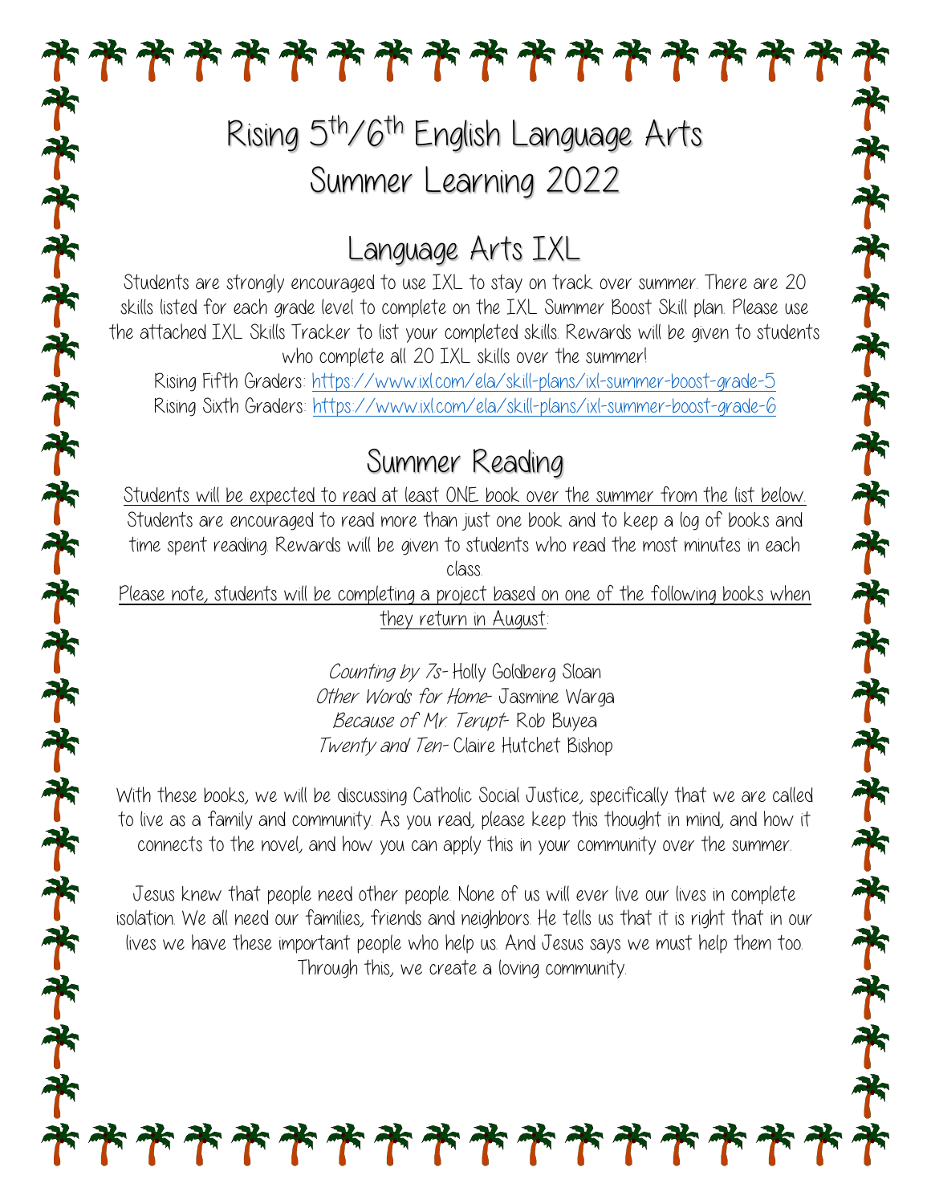# Rising 5th/6th English Language Arts Summer Learning 2022

## Language Arts IXL

Students are strongly encouraged to use IXL to stay on track over summer. There are 20 skills listed for each grade level to complete on the IXL Summer Boost Skill plan. Please use the attached IXL Skills Tracker to list your completed skills. Rewards will be given to students who complete all 20 IXL skills over the summer!

Rising Fifth Graders: https://www.ixl.com/ela/skill-plans/ixl-summer-boost-grade-5
Rising Sixth Graders: https://www.ixl.com/ela/skill-plans/ixl-summer-boost-grade-6

## Summer Reading

Students will be expected to read at least ONE book over the summer from the list below. Students are encouraged to read more than just one book and to keep a log of books and time spent reading. Rewards will be given to students who read the most minutes in each class.

Please note, students will be completing a project based on one of the following books when they return in August:

*Counting by 7s*- Holly Goldberg Sloan
*Other Words for Home*- Jasmine Warga
*Because of Mr. Terupt*- Rob Buyea
*Twenty and Ten*- Claire Hutchet Bishop

With these books, we will be discussing Catholic Social Justice, specifically that we are called to live as a family and community. As you read, please keep this thought in mind, and how it connects to the novel, and how you can apply this in your community over the summer.

Jesus knew that people need other people. None of us will ever live our lives in complete isolation. We all need our families, friends and neighbors. He tells us that it is right that in our lives we have these important people who help us. And Jesus says we must help them too. Through this, we create a loving community.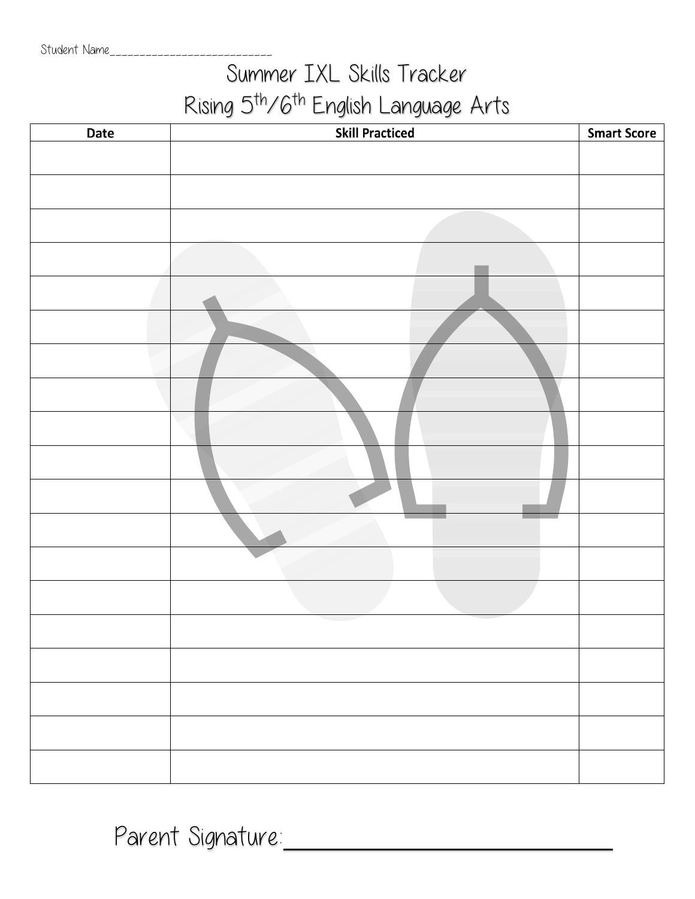Student Name___________________________

# Summer IXL Skills Tracker
# Rising 5th/6th English Language Arts

| Date | Skill Practiced | Smart Score |
|---|---|---|
| | | |
| | | |
| | | |
| | | |
| | | |
| | | |
| | | |
| | | |
| | | |
| | | |
| | | |
| | | |
| | | |
| | | |
| | | |
| | | |
| | | |
| | | |
| | | |

Parent Signature:______________________________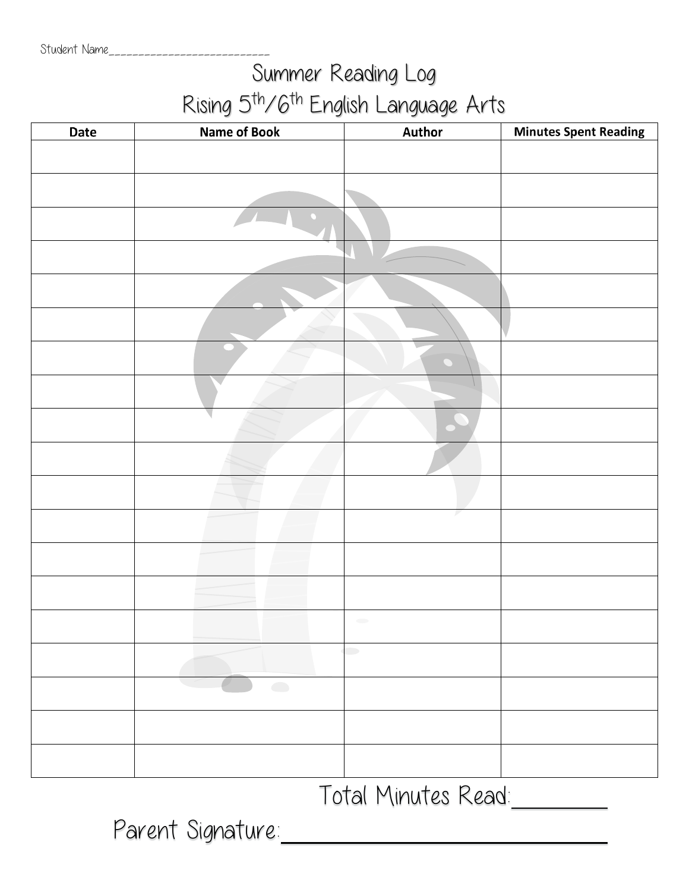Student Name___________________________

# Summer Reading Log

## Rising 5th/6th English Language Arts

| Date | Name of Book | Author | Minutes Spent Reading |
| --- | --- | --- | --- |
| | | | |
| | | | |
| | | | |
| | | | |
| | | | |
| | | | |
| | | | |
| | | | |
| | | | |
| | | | |
| | | | |
| | | | |
| | | | |
| | | | |
| | | | |
| | | | |
| | | | |
| | | | |
| | | | |

Total Minutes Read:________

Parent Signature:______________________________